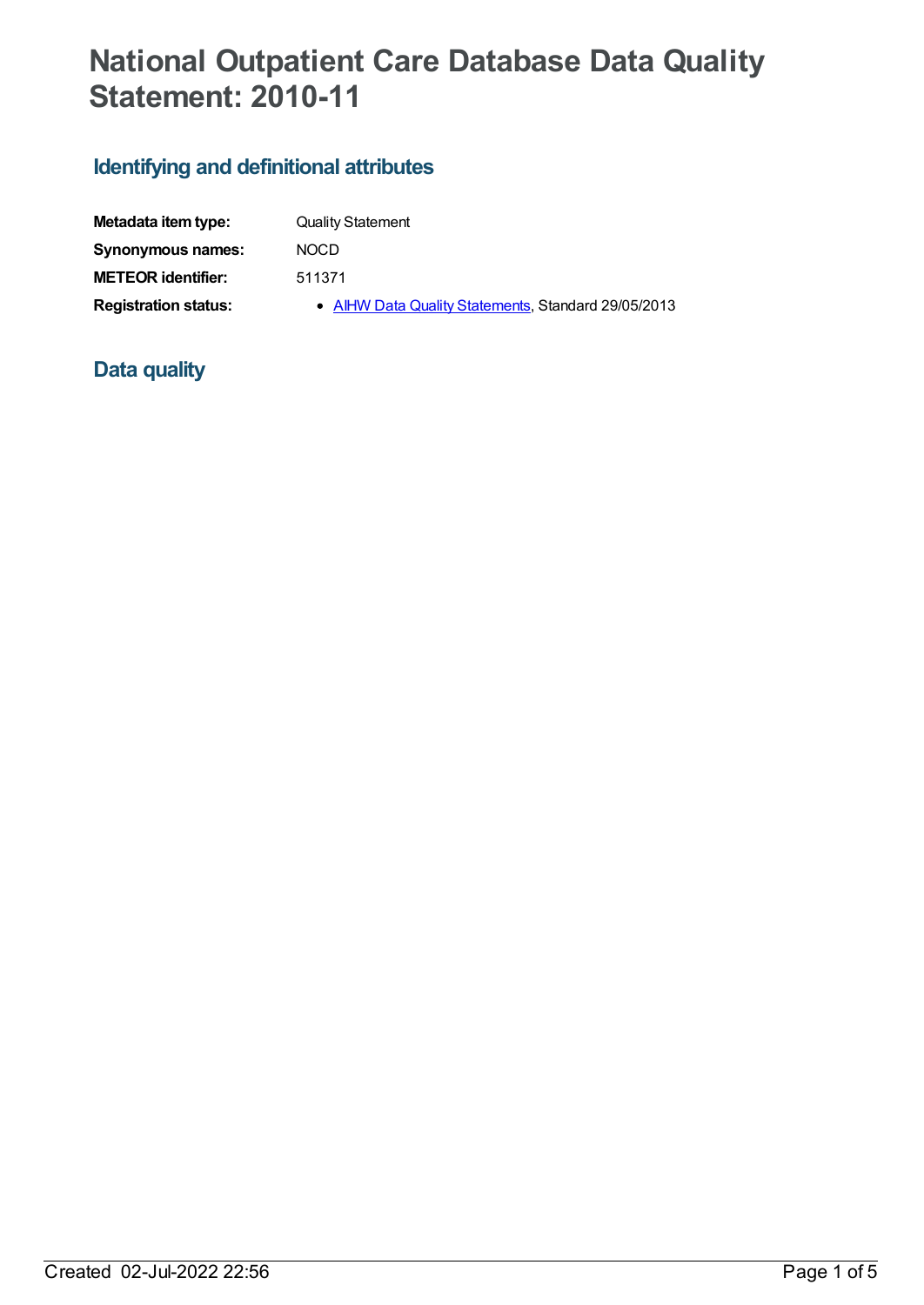# National Outpatient Care Database Data Quality Statement: 2010-11

## Identifying and definitional attributes

| | |
|---|---|
| **Metadata item type:** | Quality Statement |
| **Synonymous names:** | NOCD |
| **METEOR identifier:** | 511371 |
| **Registration status:** | • AIHW Data Quality Statements, Standard 29/05/2013 |

## Data quality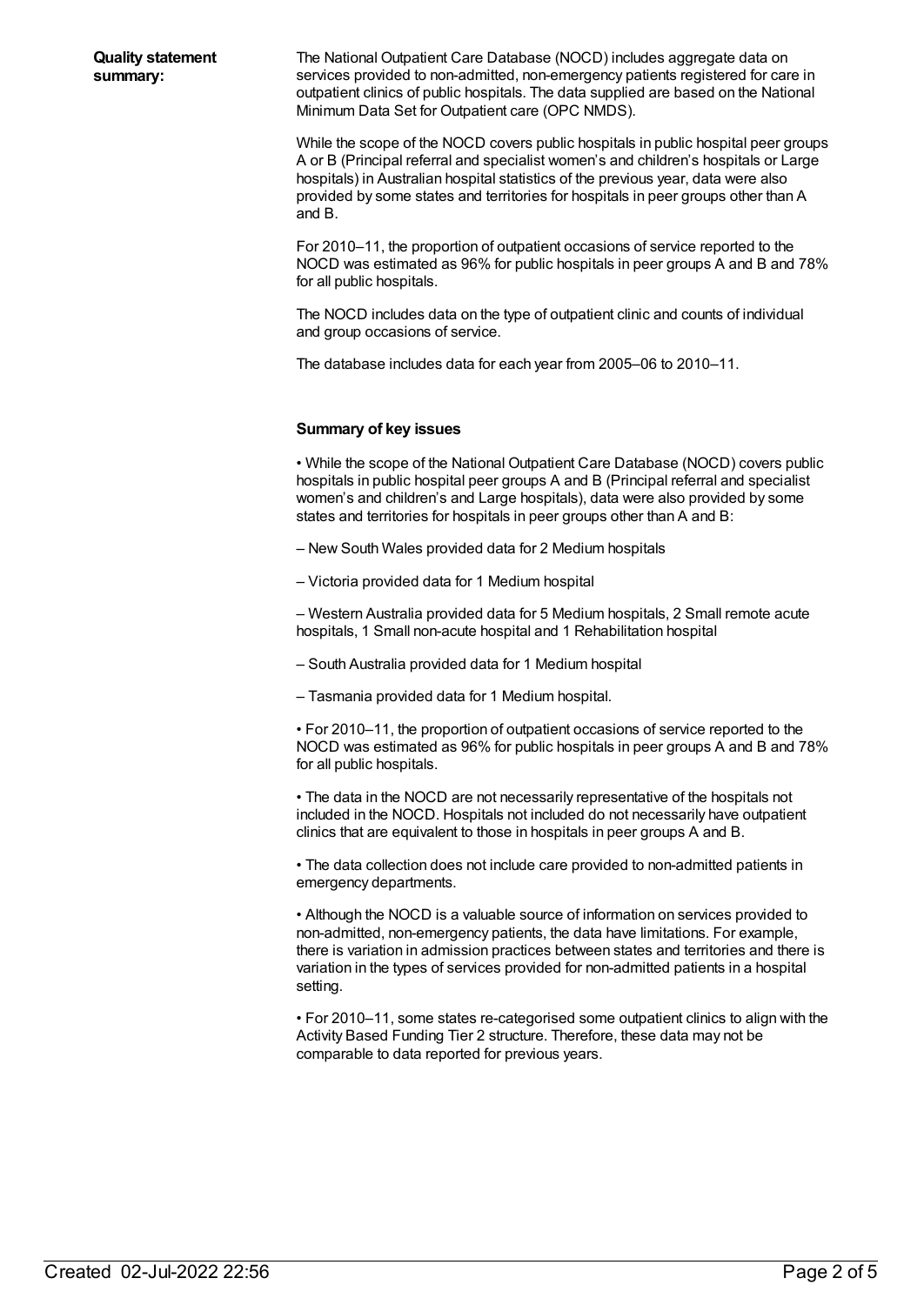**Quality statement summary:**

The National Outpatient Care Database (NOCD) includes aggregate data on services provided to non-admitted, non-emergency patients registered for care in outpatient clinics of public hospitals. The data supplied are based on the National Minimum Data Set for Outpatient care (OPC NMDS).

While the scope of the NOCD covers public hospitals in public hospital peer groups A or B (Principal referral and specialist women's and children's hospitals or Large hospitals) in Australian hospital statistics of the previous year, data were also provided by some states and territories for hospitals in peer groups other than A and B.

For 2010–11, the proportion of outpatient occasions of service reported to the NOCD was estimated as 96% for public hospitals in peer groups A and B and 78% for all public hospitals.

The NOCD includes data on the type of outpatient clinic and counts of individual and group occasions of service.

The database includes data for each year from 2005–06 to 2010–11.

**Summary of key issues**

- While the scope of the National Outpatient Care Database (NOCD) covers public hospitals in public hospital peer groups A and B (Principal referral and specialist women's and children's and Large hospitals), data were also provided by some states and territories for hospitals in peer groups other than A and B:

– New South Wales provided data for 2 Medium hospitals

– Victoria provided data for 1 Medium hospital

– Western Australia provided data for 5 Medium hospitals, 2 Small remote acute hospitals, 1 Small non-acute hospital and 1 Rehabilitation hospital

– South Australia provided data for 1 Medium hospital

– Tasmania provided data for 1 Medium hospital.

- For 2010–11, the proportion of outpatient occasions of service reported to the NOCD was estimated as 96% for public hospitals in peer groups A and B and 78% for all public hospitals.

- The data in the NOCD are not necessarily representative of the hospitals not included in the NOCD. Hospitals not included do not necessarily have outpatient clinics that are equivalent to those in hospitals in peer groups A and B.

- The data collection does not include care provided to non-admitted patients in emergency departments.

- Although the NOCD is a valuable source of information on services provided to non-admitted, non-emergency patients, the data have limitations. For example, there is variation in admission practices between states and territories and there is variation in the types of services provided for non-admitted patients in a hospital setting.

- For 2010–11, some states re-categorised some outpatient clinics to align with the Activity Based Funding Tier 2 structure. Therefore, these data may not be comparable to data reported for previous years.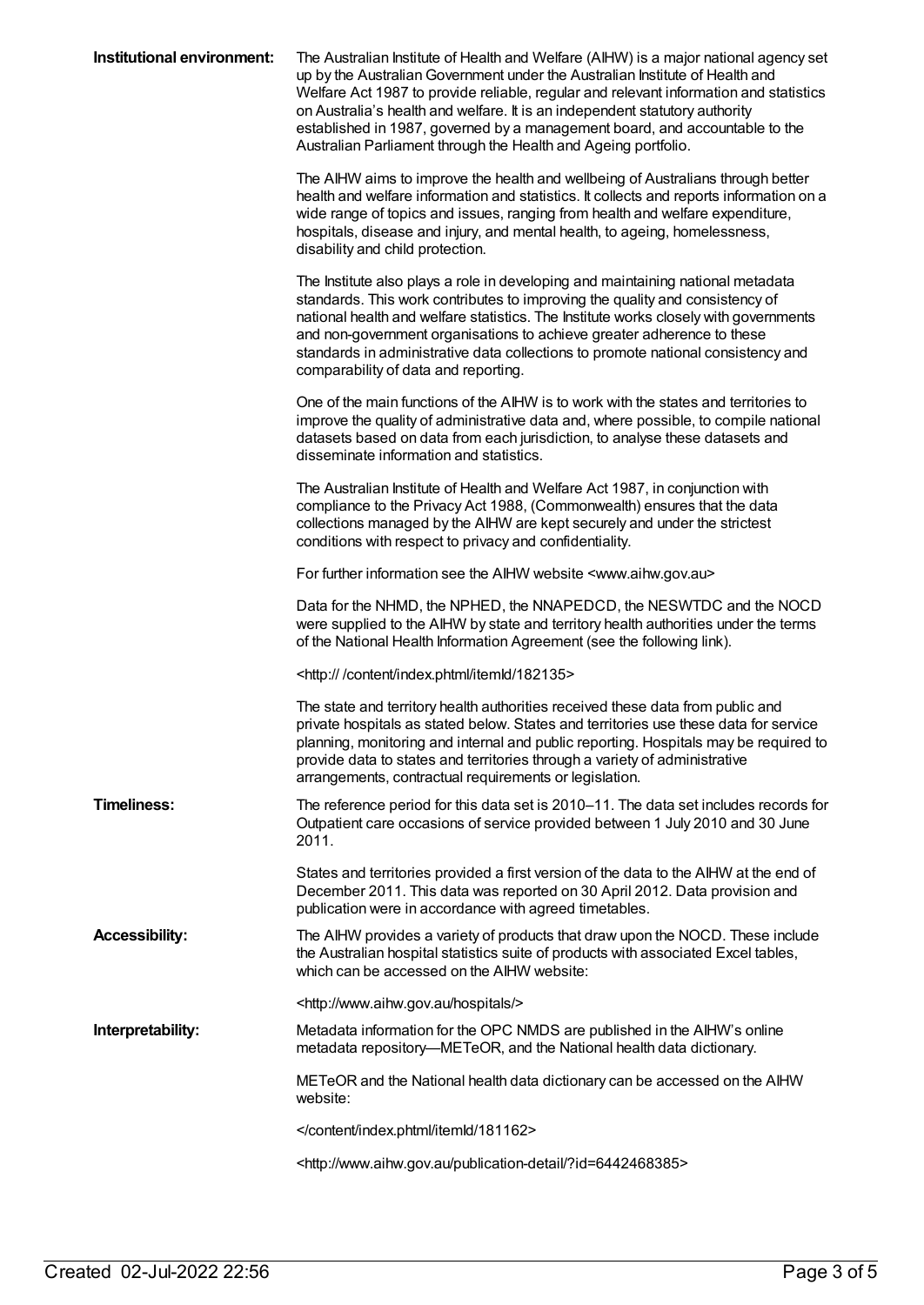**Institutional environment:**

The Australian Institute of Health and Welfare (AIHW) is a major national agency set up by the Australian Government under the Australian Institute of Health and Welfare Act 1987 to provide reliable, regular and relevant information and statistics on Australia's health and welfare. It is an independent statutory authority established in 1987, governed by a management board, and accountable to the Australian Parliament through the Health and Ageing portfolio.

The AIHW aims to improve the health and wellbeing of Australians through better health and welfare information and statistics. It collects and reports information on a wide range of topics and issues, ranging from health and welfare expenditure, hospitals, disease and injury, and mental health, to ageing, homelessness, disability and child protection.

The Institute also plays a role in developing and maintaining national metadata standards. This work contributes to improving the quality and consistency of national health and welfare statistics. The Institute works closely with governments and non-government organisations to achieve greater adherence to these standards in administrative data collections to promote national consistency and comparability of data and reporting.

One of the main functions of the AIHW is to work with the states and territories to improve the quality of administrative data and, where possible, to compile national datasets based on data from each jurisdiction, to analyse these datasets and disseminate information and statistics.

The Australian Institute of Health and Welfare Act 1987, in conjunction with compliance to the Privacy Act 1988, (Commonwealth) ensures that the data collections managed by the AIHW are kept securely and under the strictest conditions with respect to privacy and confidentiality.

For further information see the AIHW website <www.aihw.gov.au>

Data for the NHMD, the NPHED, the NNAPEDCD, the NESWTDC and the NOCD were supplied to the AIHW by state and territory health authorities under the terms of the National Health Information Agreement (see the following link).

<http:// /content/index.phtml/itemId/182135>

The state and territory health authorities received these data from public and private hospitals as stated below. States and territories use these data for service planning, monitoring and internal and public reporting. Hospitals may be required to provide data to states and territories through a variety of administrative arrangements, contractual requirements or legislation.

**Timeliness:**

The reference period for this data set is 2010–11. The data set includes records for Outpatient care occasions of service provided between 1 July 2010 and 30 June 2011.

States and territories provided a first version of the data to the AIHW at the end of December 2011. This data was reported on 30 April 2012. Data provision and publication were in accordance with agreed timetables.

**Accessibility:**

The AIHW provides a variety of products that draw upon the NOCD. These include the Australian hospital statistics suite of products with associated Excel tables, which can be accessed on the AIHW website:

<http://www.aihw.gov.au/hospitals/>

**Interpretability:**

Metadata information for the OPC NMDS are published in the AIHW's online metadata repository—METeOR, and the National health data dictionary.

METeOR and the National health data dictionary can be accessed on the AIHW website:

</content/index.phtml/itemId/181162>

<http://www.aihw.gov.au/publication-detail/?id=6442468385>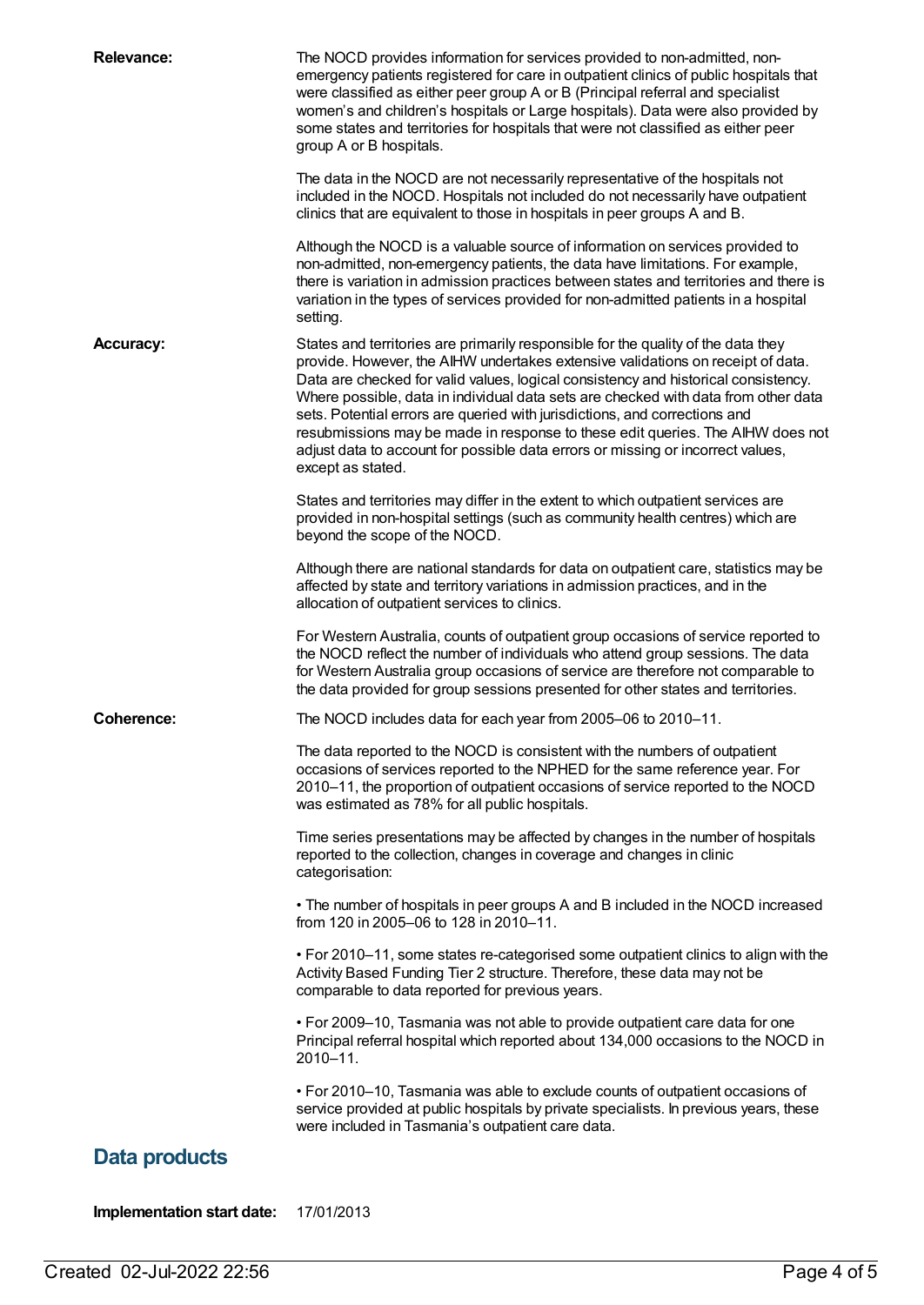**Relevance:** The NOCD provides information for services provided to non-admitted, non-emergency patients registered for care in outpatient clinics of public hospitals that were classified as either peer group A or B (Principal referral and specialist women's and children's hospitals or Large hospitals). Data were also provided by some states and territories for hospitals that were not classified as either peer group A or B hospitals.

The data in the NOCD are not necessarily representative of the hospitals not included in the NOCD. Hospitals not included do not necessarily have outpatient clinics that are equivalent to those in hospitals in peer groups A and B.

Although the NOCD is a valuable source of information on services provided to non-admitted, non-emergency patients, the data have limitations. For example, there is variation in admission practices between states and territories and there is variation in the types of services provided for non-admitted patients in a hospital setting.

**Accuracy:** States and territories are primarily responsible for the quality of the data they provide. However, the AIHW undertakes extensive validations on receipt of data. Data are checked for valid values, logical consistency and historical consistency. Where possible, data in individual data sets are checked with data from other data sets. Potential errors are queried with jurisdictions, and corrections and resubmissions may be made in response to these edit queries. The AIHW does not adjust data to account for possible data errors or missing or incorrect values, except as stated.

States and territories may differ in the extent to which outpatient services are provided in non-hospital settings (such as community health centres) which are beyond the scope of the NOCD.

Although there are national standards for data on outpatient care, statistics may be affected by state and territory variations in admission practices, and in the allocation of outpatient services to clinics.

For Western Australia, counts of outpatient group occasions of service reported to the NOCD reflect the number of individuals who attend group sessions. The data for Western Australia group occasions of service are therefore not comparable to the data provided for group sessions presented for other states and territories.

**Coherence:** The NOCD includes data for each year from 2005–06 to 2010–11.

The data reported to the NOCD is consistent with the numbers of outpatient occasions of services reported to the NPHED for the same reference year. For 2010–11, the proportion of outpatient occasions of service reported to the NOCD was estimated as 78% for all public hospitals.

Time series presentations may be affected by changes in the number of hospitals reported to the collection, changes in coverage and changes in clinic categorisation:

- The number of hospitals in peer groups A and B included in the NOCD increased from 120 in 2005–06 to 128 in 2010–11.
- For 2010–11, some states re-categorised some outpatient clinics to align with the Activity Based Funding Tier 2 structure. Therefore, these data may not be comparable to data reported for previous years.
- For 2009–10, Tasmania was not able to provide outpatient care data for one Principal referral hospital which reported about 134,000 occasions to the NOCD in 2010–11.
- For 2010–10, Tasmania was able to exclude counts of outpatient occasions of service provided at public hospitals by private specialists. In previous years, these were included in Tasmania's outpatient care data.

## Data products

**Implementation start date:** 17/01/2013